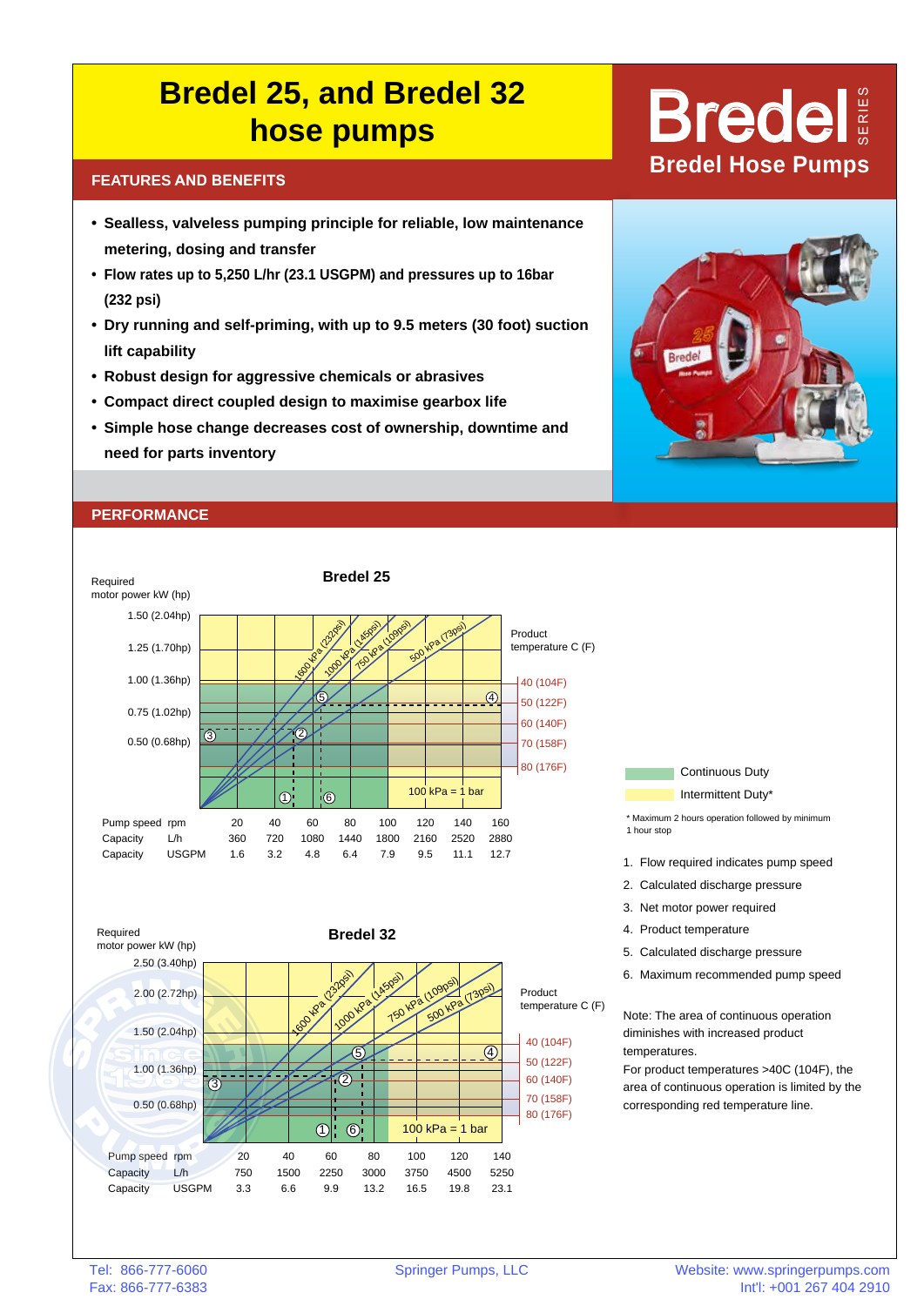# Bredel 25, and Bredel 32 hose pumps

**Bredel SERIES**
**Bredel Hose Pumps**

## FEATURES AND BENEFITS

- **Sealless, valveless pumping principle for reliable, low maintenance metering, dosing and transfer**
- **Flow rates up to 5,250 L/hr (23.1 USGPM) and pressures up to 16bar (232 psi)**
- **Dry running and self-priming, with up to 9.5 meters (30 foot) suction lift capability**
- **Robust design for aggressive chemicals or abrasives**
- **Compact direct coupled design to maximise gearbox life**
- **Simple hose change decreases cost of ownership, downtime and need for parts inventory**

## PERFORMANCE

### Bredel 25

Required motor power kW (hp): 1.50 (2.04hp), 1.25 (1.70hp), 1.00 (1.36hp), 0.75 (1.02hp), 0.50 (0.68hp)

Pressure lines: 1600 kPa (232psi), 1000 kPa (145psi), 750 kPa (109psi), 500 kPa (73psi); 100 kPa = 1 bar

Product temperature C (F): 40 (104F), 50 (122F), 60 (140F), 70 (158F), 80 (176F)

| Pump speed | rpm | 20 | 40 | 60 | 80 | 100 | 120 | 140 | 160 |
|---|---|---|---|---|---|---|---|---|---|
| Capacity | L/h | 360 | 720 | 1080 | 1440 | 1800 | 2160 | 2520 | 2880 |
| Capacity | USGPM | 1.6 | 3.2 | 4.8 | 6.4 | 7.9 | 9.5 | 11.1 | 12.7 |

### Bredel 32

Required motor power kW (hp): 2.50 (3.40hp), 2.00 (2.72hp), 1.50 (2.04hp), 1.00 (1.36hp), 0.50 (0.68hp)

Pressure lines: 1600 kPa (232psi), 1000 kPa (145psi), 750 kPa (109psi), 500 kPa (73psi); 100 kPa = 1 bar

Product temperature C (F): 40 (104F), 50 (122F), 60 (140F), 70 (158F), 80 (176F)

| Pump speed | rpm | 20 | 40 | 60 | 80 | 100 | 120 | 140 |
|---|---|---|---|---|---|---|---|---|
| Capacity | L/h | 750 | 1500 | 2250 | 3000 | 3750 | 4500 | 5250 |
| Capacity | USGPM | 3.3 | 6.6 | 9.9 | 13.2 | 16.5 | 19.8 | 23.1 |

Continuous Duty

Intermittent Duty*

\* Maximum 2 hours operation followed by minimum 1 hour stop

1. Flow required indicates pump speed
2. Calculated discharge pressure
3. Net motor power required
4. Product temperature
5. Calculated discharge pressure
6. Maximum recommended pump speed

Note: The area of continuous operation diminishes with increased product temperatures.
For product temperatures >40C (104F), the area of continuous operation is limited by the corresponding red temperature line.

Tel: 866-777-6060
Fax: 866-777-6383

Springer Pumps, LLC

Website: www.springerpumps.com
Int'l: +001 267 404 2910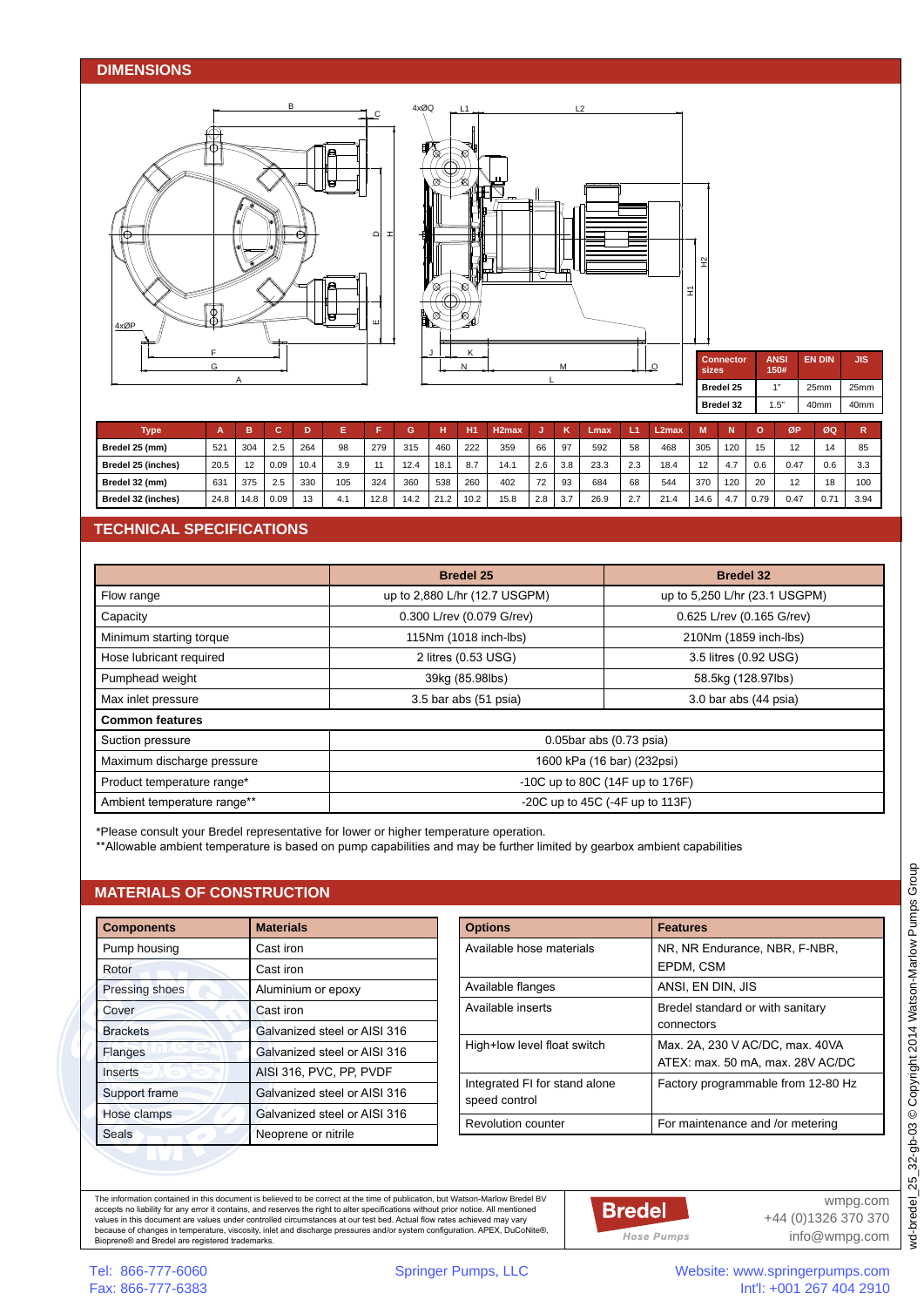## DIMENSIONS

| Connector sizes | ANSI 150# | EN DIN | JIS |
|---|---|---|---|
| Bredel 25 | 1" | 25mm | 25mm |
| Bredel 32 | 1.5" | 40mm | 40mm |

| Type | A | B | C | D | E | F | G | H | H1 | H2max | J | K | Lmax | L1 | L2max | M | N | O | ØP | ØQ | R |
|---|---|---|---|---|---|---|---|---|---|---|---|---|---|---|---|---|---|---|---|---|---|
| Bredel 25 (mm) | 521 | 304 | 2.5 | 264 | 98 | 279 | 315 | 460 | 222 | 359 | 66 | 97 | 592 | 58 | 468 | 305 | 120 | 15 | 12 | 14 | 85 |
| Bredel 25 (inches) | 20.5 | 12 | 0.09 | 10.4 | 3.9 | 11 | 12.4 | 18.1 | 8.7 | 14.1 | 2.6 | 3.8 | 23.3 | 2.3 | 18.4 | 12 | 4.7 | 0.6 | 0.47 | 0.6 | 3.3 |
| Bredel 32 (mm) | 631 | 375 | 2.5 | 330 | 105 | 324 | 360 | 538 | 260 | 402 | 72 | 93 | 684 | 68 | 544 | 370 | 120 | 20 | 12 | 18 | 100 |
| Bredel 32 (inches) | 24.8 | 14.8 | 0.09 | 13 | 4.1 | 12.8 | 14.2 | 21.2 | 10.2 | 15.8 | 2.8 | 3.7 | 26.9 | 2.7 | 21.4 | 14.6 | 4.7 | 0.79 | 0.47 | 0.71 | 3.94 |

## TECHNICAL SPECIFICATIONS

| | Bredel 25 | Bredel 32 |
|---|---|---|
| Flow range | up to 2,880 L/hr (12.7 USGPM) | up to 5,250 L/hr (23.1 USGPM) |
| Capacity | 0.300 L/rev (0.079 G/rev) | 0.625 L/rev (0.165 G/rev) |
| Minimum starting torque | 115Nm (1018 inch-lbs) | 210Nm (1859 inch-lbs) |
| Hose lubricant required | 2 litres (0.53 USG) | 3.5 litres (0.92 USG) |
| Pumphead weight | 39kg (85.98lbs) | 58.5kg (128.97lbs) |
| Max inlet pressure | 3.5 bar abs (51 psia) | 3.0 bar abs (44 psia) |
| **Common features** | | |
| Suction pressure | 0.05bar abs (0.73 psia) | |
| Maximum discharge pressure | 1600 kPa (16 bar) (232psi) | |
| Product temperature range* | -10C up to 80C (14F up to 176F) | |
| Ambient temperature range** | -20C up to 45C (-4F up to 113F) | |

*Please consult your Bredel representative for lower or higher temperature operation.
**Allowable ambient temperature is based on pump capabilities and may be further limited by gearbox ambient capabilities

## MATERIALS OF CONSTRUCTION

| Components | Materials |
|---|---|
| Pump housing | Cast iron |
| Rotor | Cast iron |
| Pressing shoes | Aluminium or epoxy |
| Cover | Cast iron |
| Brackets | Galvanized steel or AISI 316 |
| Flanges | Galvanized steel or AISI 316 |
| Inserts | AISI 316, PVC, PP, PVDF |
| Support frame | Galvanized steel or AISI 316 |
| Hose clamps | Galvanized steel or AISI 316 |
| Seals | Neoprene or nitrile |

| Options | Features |
|---|---|
| Available hose materials | NR, NR Endurance, NBR, F-NBR, EPDM, CSM |
| Available flanges | ANSI, EN DIN, JIS |
| Available inserts | Bredel standard or with sanitary connectors |
| High+low level float switch | Max. 2A, 230 V AC/DC, max. 40VA ATEX: max. 50 mA, max. 28V AC/DC |
| Integrated FI for stand alone speed control | Factory programmable from 12-80 Hz |
| Revolution counter | For maintenance and /or metering |

The information contained in this document is believed to be correct at the time of publication, but Watson-Marlow Bredel BV accepts no liability for any error it contains, and reserves the right to alter specifications without prior notice. All mentioned values in this document are values under controlled circumstances at our test bed. Actual flow rates achieved may vary because of changes in temperature, viscosity, inlet and discharge pressures and/or system configuration. APEX, DuCoNite®, Bioprene® and Bredel are registered trademarks.

Bredel Hose Pumps

wmpg.com
+44 (0)1326 370 370
info@wmpg.com

wd-bredel_25_32-gb-03 © Copyright 2014 Watson-Marlow Pumps Group

Tel: 866-777-6060
Fax: 866-777-6383

Springer Pumps, LLC

Website: www.springerpumps.com
Int'l: +001 267 404 2910